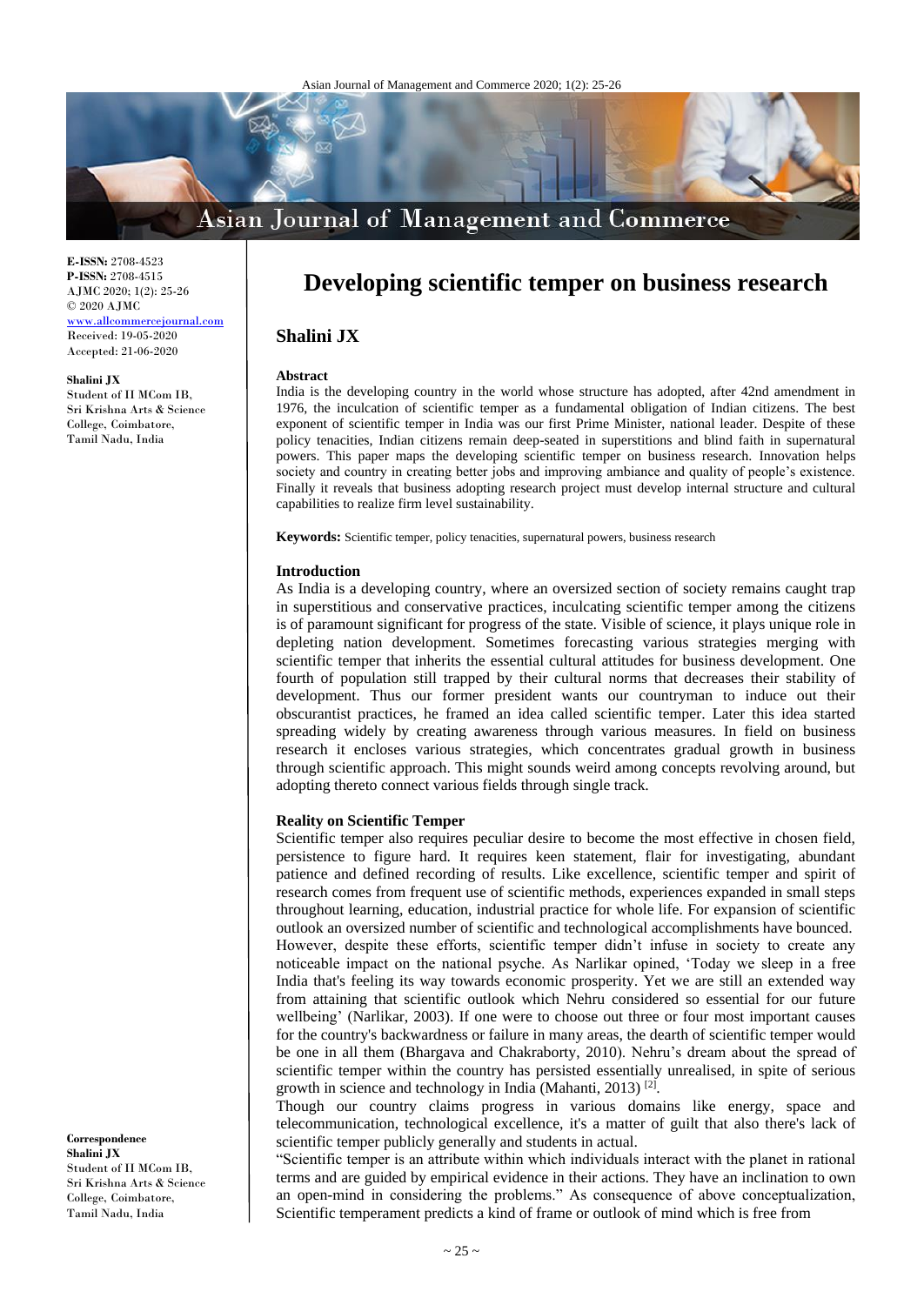# Developing scientific temper on business research

## Shalini JX

Shalini JX
Student of II MCom IB, Sri Krishna Arts & Science College, Coimbatore, Tamil Nadu, India

**Correspondence**
**Shalini JX**
Student of II MCom IB, Sri Krishna Arts & Science College, Coimbatore, Tamil Nadu, India

E-ISSN: 2708-4523
P-ISSN: 2708-4515
AJMC 2020; 1(2): 25-26
© 2020 AJMC
www.allcommercejournal.com
Received: 19-05-2020
Accepted: 21-06-2020

### Abstract

India is the developing country in the world whose structure has adopted, after 42nd amendment in 1976, the inculcation of scientific temper as a fundamental obligation of Indian citizens. The best exponent of scientific temper in India was our first Prime Minister, national leader. Despite of these policy tenacities, Indian citizens remain deep-seated in superstitions and blind faith in supernatural powers. This paper maps the developing scientific temper on business research. Innovation helps society and country in creating better jobs and improving ambiance and quality of people's existence. Finally it reveals that business adopting research project must develop internal structure and cultural capabilities to realize firm level sustainability.

**Keywords:** Scientific temper, policy tenacities, supernatural powers, business research

### Introduction

As India is a developing country, where an oversized section of society remains caught trap in superstitious and conservative practices, inculcating scientific temper among the citizens is of paramount significant for progress of the state. Visible of science, it plays unique role in depleting nation development. Sometimes forecasting various strategies merging with scientific temper that inherits the essential cultural attitudes for business development. One fourth of population still trapped by their cultural norms that decreases their stability of development. Thus our former president wants our countryman to induce out their obscurantist practices, he framed an idea called scientific temper. Later this idea started spreading widely by creating awareness through various measures. In field on business research it encloses various strategies, which concentrates gradual growth in business through scientific approach. This might sounds weird among concepts revolving around, but adopting thereto connect various fields through single track.

### Reality on Scientific Temper

Scientific temper also requires peculiar desire to become the most effective in chosen field, persistence to figure hard. It requires keen statement, flair for investigating, abundant patience and defined recording of results. Like excellence, scientific temper and spirit of research comes from frequent use of scientific methods, experiences expanded in small steps throughout learning, education, industrial practice for whole life. For expansion of scientific outlook an oversized number of scientific and technological accomplishments have bounced. However, despite these efforts, scientific temper didn't infuse in society to create any noticeable impact on the national psyche. As Narlikar opined, 'Today we sleep in a free India that's feeling its way towards economic prosperity. Yet we are still an extended way from attaining that scientific outlook which Nehru considered so essential for our future wellbeing' (Narlikar, 2003). If one were to choose out three or four most important causes for the country's backwardness or failure in many areas, the dearth of scientific temper would be one in all them (Bhargava and Chakraborty, 2010). Nehru's dream about the spread of scientific temper within the country has persisted essentially unrealised, in spite of serious growth in science and technology in India (Mahanti, 2013) [2].

Though our country claims progress in various domains like energy, space and telecommunication, technological excellence, it's a matter of guilt that also there's lack of scientific temper publicly generally and students in actual.

"Scientific temper is an attribute within which individuals interact with the planet in rational terms and are guided by empirical evidence in their actions. They have an inclination to own an open-mind in considering the problems." As consequence of above conceptualization, Scientific temperament predicts a kind of frame or outlook of mind which is free from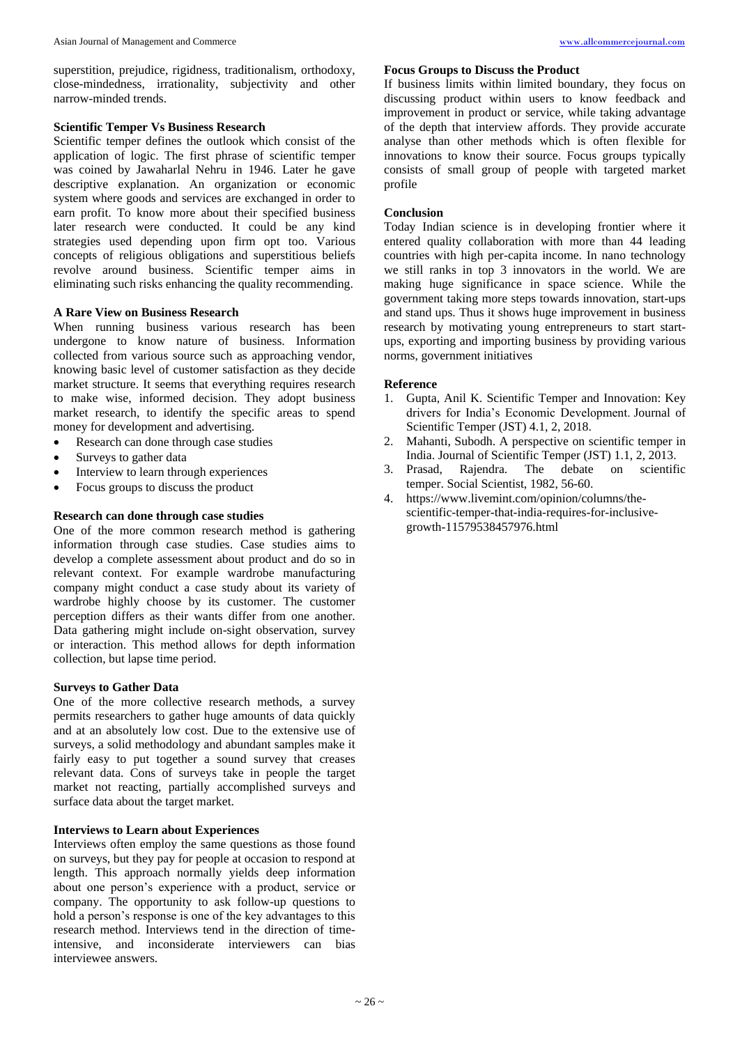superstition, prejudice, rigidness, traditionalism, orthodoxy, close-mindedness, irrationality, subjectivity and other narrow-minded trends.

### Scientific Temper Vs Business Research

Scientific temper defines the outlook which consist of the application of logic. The first phrase of scientific temper was coined by Jawaharlal Nehru in 1946. Later he gave descriptive explanation. An organization or economic system where goods and services are exchanged in order to earn profit. To know more about their specified business later research were conducted. It could be any kind strategies used depending upon firm opt too. Various concepts of religious obligations and superstitious beliefs revolve around business. Scientific temper aims in eliminating such risks enhancing the quality recommending.

### A Rare View on Business Research

When running business various research has been undergone to know nature of business. Information collected from various source such as approaching vendor, knowing basic level of customer satisfaction as they decide market structure. It seems that everything requires research to make wise, informed decision. They adopt business market research, to identify the specific areas to spend money for development and advertising.

- Research can done through case studies
- Surveys to gather data
- Interview to learn through experiences
- Focus groups to discuss the product

### Research can done through case studies

One of the more common research method is gathering information through case studies. Case studies aims to develop a complete assessment about product and do so in relevant context. For example wardrobe manufacturing company might conduct a case study about its variety of wardrobe highly choose by its customer. The customer perception differs as their wants differ from one another. Data gathering might include on-sight observation, survey or interaction. This method allows for depth information collection, but lapse time period.

### Surveys to Gather Data

One of the more collective research methods, a survey permits researchers to gather huge amounts of data quickly and at an absolutely low cost. Due to the extensive use of surveys, a solid methodology and abundant samples make it fairly easy to put together a sound survey that creases relevant data. Cons of surveys take in people the target market not reacting, partially accomplished surveys and surface data about the target market.

### Interviews to Learn about Experiences

Interviews often employ the same questions as those found on surveys, but they pay for people at occasion to respond at length. This approach normally yields deep information about one person's experience with a product, service or company. The opportunity to ask follow-up questions to hold a person's response is one of the key advantages to this research method. Interviews tend in the direction of time-intensive, and inconsiderate interviewers can bias interviewee answers.

### Focus Groups to Discuss the Product

If business limits within limited boundary, they focus on discussing product within users to know feedback and improvement in product or service, while taking advantage of the depth that interview affords. They provide accurate analyse than other methods which is often flexible for innovations to know their source. Focus groups typically consists of small group of people with targeted market profile

### Conclusion

Today Indian science is in developing frontier where it entered quality collaboration with more than 44 leading countries with high per-capita income. In nano technology we still ranks in top 3 innovators in the world. We are making huge significance in space science. While the government taking more steps towards innovation, start-ups and stand ups. Thus it shows huge improvement in business research by motivating young entrepreneurs to start start-ups, exporting and importing business by providing various norms, government initiatives

### Reference

1. Gupta, Anil K. Scientific Temper and Innovation: Key drivers for India's Economic Development. Journal of Scientific Temper (JST) 4.1, 2, 2018.
2. Mahanti, Subodh. A perspective on scientific temper in India. Journal of Scientific Temper (JST) 1.1, 2, 2013.
3. Prasad, Rajendra. The debate on scientific temper. Social Scientist, 1982, 56-60.
4. https://www.livemint.com/opinion/columns/the-scientific-temper-that-india-requires-for-inclusive-growth-11579538457976.html